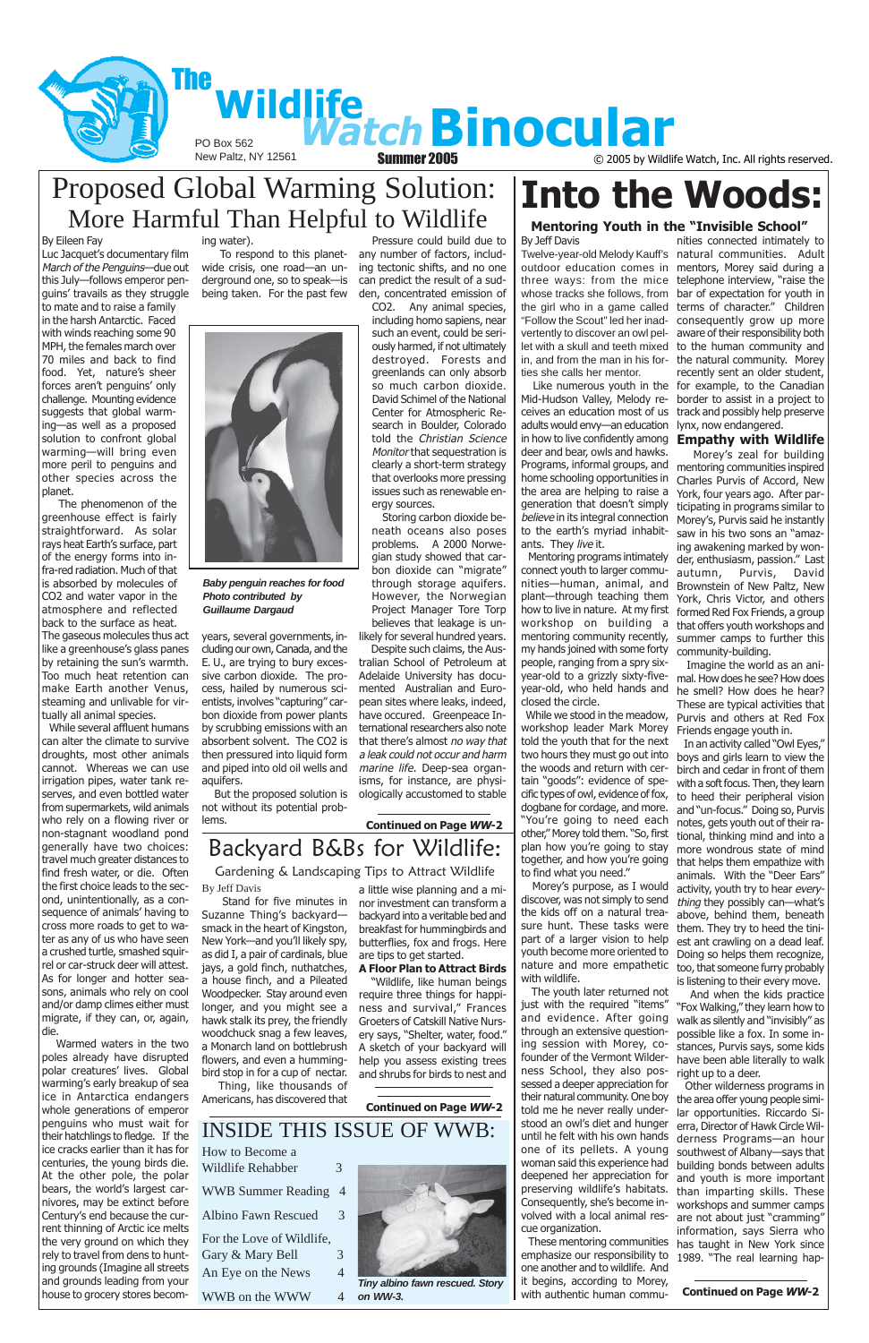# The Wildlife Watch Binocular

PO Box 562
New Paltz, NY 12561

Summer 2005

© 2005 by Wildlife Watch, Inc. All rights reserved.

## Proposed Global Warming Solution: More Harmful Than Helpful to Wildlife

By Eileen Fay

Luc Jacquet's documentary film *March of the Penguins*—due out this July—follows emperor penguins' travails as they struggle to mate and to raise a family in the harsh Antarctic. Faced with winds reaching some 90 MPH, the females march over 70 miles and back to find food. Yet, nature's sheer forces aren't penguins' only challenge. Mounting evidence suggests that global warming—as well as a proposed solution to confront global warming—will bring even more peril to penguins and other species across the planet.

The phenomenon of the greenhouse effect is fairly straightforward. As solar rays heat Earth's surface, part of the energy forms into infra-red radiation. Much of that is absorbed by molecules of $CO_2$ and water vapor in the atmosphere and reflected back to the surface as heat. The gaseous molecules thus act like a greenhouse's glass panes by retaining the sun's warmth. Too much heat retention can make Earth another Venus, steaming and unlivable for virtually all animal species.

While several affluent humans can alter the climate to survive droughts, most other animals cannot. Whereas we can use irrigation pipes, water tank reserves, and even bottled water from supermarkets, wild animals who rely on a flowing river or non-stagnant woodland pond generally have two choices: travel much greater distances to find fresh water, or die. Often the first choice leads to the second, unintentionally, as a consequence of animals' having to cross more roads to get to water as any of us who have seen a crushed turtle, smashed squirrel or car-struck deer will attest. As for longer and hotter seasons, animals who rely on cool and/or damp climes either must migrate, if they can, or, again, die.

Warmed waters in the two poles already have disrupted polar creatures' lives. Global warming's early breakup of sea ice in Antarctica endangers whole generations of emperor penguins who must wait for their hatchlings to fledge. If the ice cracks earlier than it has for centuries, the young birds die. At the other pole, the polar bears, the world's largest carnivores, may be extinct before Century's end because the current thinning of Arctic ice melts the very ground on which they rely to travel from dens to hunting grounds (Imagine all streets and grounds leading from your house to grocery stores becoming water).

To respond to this planet-wide crisis, one road—an underground one, so to speak—is being taken. For the past few years, several governments, including our own, Canada, and the E. U., are trying to bury excessive carbon dioxide. The process, hailed by numerous scientists, involves "capturing" carbon dioxide from power plants by scrubbing emissions with an absorbent solvent. The $CO_2$ is then pressured into liquid form and piped into old oil wells and aquifers.

*Baby penguin reaches for food*
*Photo contributed by Guillaume Dargaud*

But the proposed solution is not without its potential problems.

Pressure could build due to any number of factors, including tectonic shifts, and no one can predict the result of a sudden, concentrated emission of $CO_2$. Any animal species, including homo sapiens, near such an event, could be seriously harmed, if not ultimately destroyed. Forests and greenlands can only absorb so much carbon dioxide. David Schimel of the National Center for Atmospheric Research in Boulder, Colorado told the *Christian Science Monitor* that sequestration is clearly a short-term strategy that overlooks more pressing issues such as renewable energy sources.

Storing carbon dioxide beneath oceans also poses problems. A 2000 Norwegian study showed that carbon dioxide can "migrate" through storage aquifers. However, the Norwegian Project Manager Tore Torp believes that leakage is unlikely for several hundred years.

Despite such claims, the Australian School of Petroleum at Adelaide University has documented Australian and European sites where leaks, indeed, have occured. Greenpeace International researchers also note that there's almost *no way that a leak could not occur and harm marine life*. Deep-sea organisms, for instance, are physiologically accustomed to stable

**Continued on Page *WW-2***

## Backyard B&Bs for Wildlife:

### Gardening & Landscaping Tips to Attract Wildlife

By Jeff Davis

Stand for five minutes in Suzanne Thing's backyard—smack in the heart of Kingston, New York—and you'll likely spy, as did I, a pair of cardinals, blue jays, a gold finch, nuthatches, a house finch, and a Pileated Woodpecker. Stay around even longer, and you might see a hawk stalk its prey, the friendly woodchuck snag a few leaves, a Monarch land on bottlebrush flowers, and even a hummingbird stop in for a cup of nectar.

Thing, like thousands of Americans, has discovered that a little wise planning and a minor investment can transform a backyard into a veritable bed and breakfast for hummingbirds and butterflies, fox and frogs. Here are tips to get started.

**A Floor Plan to Attract Birds**

"Wildlife, like human beings require three things for happiness and survival," Frances Groeters of Catskill Native Nursery says, "Shelter, water, food." A sketch of your backyard will help you assess existing trees and shrubs for birds to nest and

**Continued on Page *WW-2***

## INSIDE THIS ISSUE OF WWB:

| | |
|---|---|
| How to Become a Wildlife Rehabber | 3 |
| WWB Summer Reading | 4 |
| Albino Fawn Rescued | 3 |
| For the Love of Wildlife, Gary & Mary Bell | 3 |
| An Eye on the News | 4 |
| WWB on the WWW | 4 |

*Tiny albino fawn rescued. Story on WW-3.*

## Into the Woods:

### Mentoring Youth in the "Invisible School"

By Jeff Davis

Twelve-year-old Melody Kauff's outdoor education comes in three ways: from the mice whose tracks she follows, from the girl who in a game called "Follow the Scout" led her inadvertently to discover an owl pellet with a skull and teeth mixed in, and from the man in his forties she calls her mentor.

Like numerous youth in the Mid-Hudson Valley, Melody receives an education most of us adults would envy—an education in how to live confidently among deer and bear, owls and hawks. Programs, informal groups, and home schooling opportunities in the area are helping to raise a generation that doesn't simply *believe* in its integral connection to the earth's myriad inhabitants. They *live* it.

Mentoring programs intimately connect youth to larger communities—human, animal, and plant—through teaching them how to live in nature. At my first workshop on building a mentoring community recently, my hands joined with some forty people, ranging from a spry six-year-old to a grizzly sixty-five-year-old, who held hands and closed the circle.

While we stood in the meadow, workshop leader Mark Morey told the youth that for the next two hours they must go out into the woods and return with certain "goods": evidence of specific types of owl, evidence of fox, dogbane for cordage, and more. "You're going to need each other," Morey told them. "So, first plan how you're going to stay together, and how you're going to find what you need."

Morey's purpose, as I would discover, was not simply to send the kids off on a natural treasure hunt. These tasks were part of a larger vision to help youth become more oriented to nature and more empathetic with wildlife.

The youth later returned not just with the required "items" and evidence. After going through an extensive questioning session with Morey, co-founder of the Vermont Wilderness School, they also possessed a deeper appreciation for their natural community. One boy told me he never really understood an owl's diet and hunger until he felt with his own hands one of its pellets. A young woman said this experience had deepened her appreciation for preserving wildlife's habitats. Consequently, she's become involved with a local animal rescue organization.

These mentoring communities emphasize our responsibility to one another and to wildlife. And it begins, according to Morey, with authentic human communities connected intimately to natural communities. Adult mentors, Morey said during a telephone interview, "raise the bar of expectation for youth in terms of character." Children consequently grow up more aware of their responsibility both to the human community and the natural community. Morey recently sent an older student, for example, to the Canadian border to assist in a project to track and possibly help preserve lynx, now endangered.

**Empathy with Wildlife**

Morey's zeal for building mentoring communities inspired Charles Purvis of Accord, New York, four years ago. After participating in programs similar to Morey's, Purvis said he instantly saw in his two sons an "amazing awakening marked by wonder, enthusiasm, passion." Last autumn, Purvis, David Brownstein of New Paltz, New York, Chris Victor, and others formed Red Fox Friends, a group that offers youth workshops and summer camps to further this community-building.

Imagine the world as an animal. How does he see? How does he smell? How does he hear? These are typical activities that Purvis and others at Red Fox Friends engage youth in.

In an activity called "Owl Eyes," boys and girls learn to view the birch and cedar in front of them with a soft focus. Then, they learn to heed their peripheral vision and "un-focus." Doing so, Purvis notes, gets youth out of their rational, thinking mind and into a more wondrous state of mind that helps them empathize with animals. With the "Deer Ears" activity, youth try to hear *everything* they possibly can—what's above, behind them, beneath them. They try to heed the tiniest ant crawling on a dead leaf. Doing so helps them recognize, too, that someone furry probably is listening to their every move.

And when the kids practice "Fox Walking," they learn how to walk as silently and "invisibly" as possible like a fox. In some instances, Purvis says, some kids have been able literally to walk right up to a deer.

Other wilderness programs in the area offer young people similar opportunities. Riccardo Sierra, Director of Hawk Circle Wilderness Programs—an hour southwest of Albany—says that building bonds between adults and youth is more important than imparting skills. These workshops and summer camps are not about just "cramming" information, says Sierra who has taught in New York since 1989. "The real learning hap-

**Continued on Page *WW-2***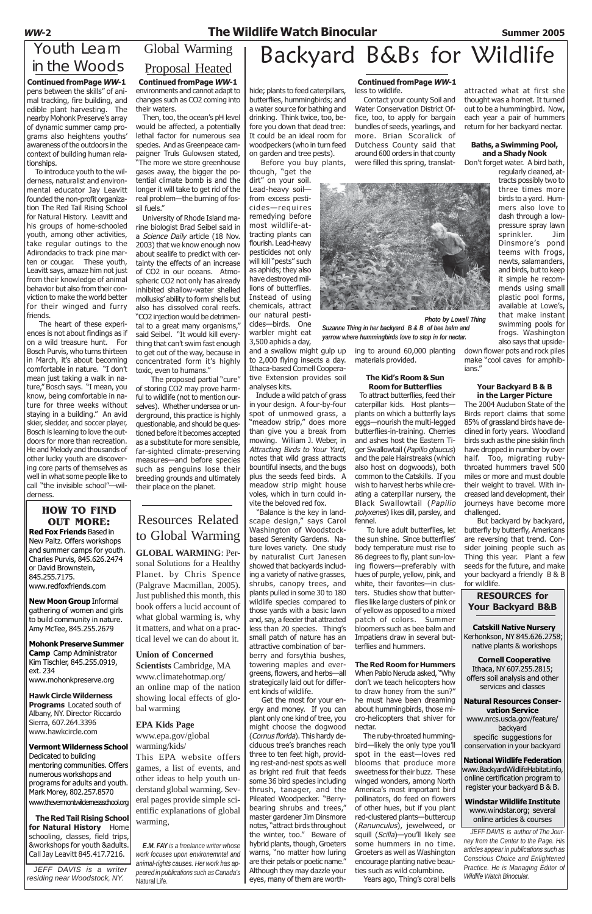# Youth Learn in the Woods

**Continued fromPage *WW*-1**

pens between the skills" of animal tracking, fire building, and edible plant harvesting. The nearby Mohonk Preserve's array of dynamic summer camp programs also heightens youths' awareness of the outdoors in the context of building human relationships.

To introduce youth to the wilderness, naturalist and environmental educator Jay Leavitt founded the non-profit organization The Red Tail Rising School for Natural History. Leavitt and his groups of home-schooled youth, among other activities, take regular outings to the Adirondacks to track pine marten or cougar. These youth, Leavitt says, amaze him not just from their knowledge of animal behavior but also from their conviction to make the world better for their winged and furry friends.

The heart of these experiences is not about findings as if on a wild treasure hunt. For Bosch Purvis, who turns thirteen in March, it's about becoming comfortable in nature. "I don't mean just taking a walk in nature," Bosch says. "I mean, you know, being comfortable in nature for three weeks without staying in a building." An avid skier, sledder, and soccer player, Bosch is learning to love the outdoors for more than recreation. He and Melody and thousands of other lucky youth are discovering core parts of themselves as well in what some people like to call "the invisible school"—wilderness.

## HOW TO FIND OUT MORE:

**Red Fox Friends** Based in New Paltz. Offers workshops and summer camps for youth. Charles Purvis, 845.626.2474 or David Brownstein, 845.255.7175. www.redfoxfriends.com

**New Moon Group** Informal gathering of women and girls to build community in nature. Amy McTee, 845.255.2679

**Mohonk Preserve Summer Camp** Camp Administrator Kim Tischler, 845.255.0919, ext. 234 www.mohonkpreserve.org

**Hawk Circle Wilderness Programs** Located south of Albany, NY. Director Riccardo Sierra, 607.264.3396 www.hawkcircle.com

**Vermont Wilderness School** Dedicated to building mentoring communities. Offers numerous workshops and programs for adults and youth. Mark Morey, 802.257.8570 www.thevermontwildernessschool.org

**The Red Tail Rising School for Natural History** Home schooling, classes, field trips, &workshops for youth &adults. Call Jay Leavitt 845.417.7216.

*JEFF DAVIS is a writer residing near Woodstock, NY.*

# Global Warming Proposal Heated

**Continued fromPage *WW*-1**

environments and cannot adapt to changes such as CO2 coming into their waters.

Then, too, the ocean's pH level would be affected, a potentially lethal factor for numerous sea species. And as Greenpeace campaigner Truls Gulowsen stated, "The more we store greenhouse gases away, the bigger the potential climate bomb is and the longer it will take to get rid of the real problem—the burning of fossil fuels."

University of Rhode Island marine biologist Brad Seibel said in a *Science Daily* article (18 Nov. 2003) that we know enough now about sealife to predict with certainty the effects of an increase of CO2 in our oceans. Atmospheric CO2 not only has already inhibited shallow-water shelled mollusks' ability to form shells but also has dissolved coral reefs. "CO2 injection would be detrimental to a great many organisms," said Seibel. "It would kill everything that can't swim fast enough to get out of the way, because in concentrated form it's highly toxic, even to humans."

The proposed partial "cure" of storing CO2 may prove harmful to wildlife (not to mention ourselves). Whether undersea or underground, this practice is highly questionable, and should be questioned before it becomes accepted as a substitute for more sensible, far-sighted climate-preserving measures—and before species such as penguins lose their breeding grounds and ultimately their place on the planet.

## Resources Related to Global Warming

**GLOBAL WARMING**: Personal Solutions for a Healthy Planet. by Chris Spence (Palgrave Macmillan, 2005). Just published this month, this book offers a lucid account of what global warming is, why it matters, and what on a practical level we can do about it.

**Union of Concerned Scientists** Cambridge, MA www.climatehotmap.org/ an online map of the nation showing local effects of global warming

**EPA Kids Page** www.epa.gov/global warming/kids/ This EPA website offers games, a list of events, and other ideas to help youth understand global warming. Several pages provide simple scientific explanations of global warming,

*E.M. FAY is a freelance writer whose work focuses upon environemntal and animal-rights causes. Her work has appeared in publications such as Canada's* Natural Life.

# Backyard B&Bs for Wildlife

hide; plants to feed caterpillars, butterflies, hummingbirds; and a water source for bathing and drinking. Think twice, too, before you down that dead tree: It could be an ideal room for woodpeckers (who in turn feed on garden and tree pests).

Before you buy plants, though, "get the dirt" on your soil. Lead-heavy soil—from excess pesticides—requires remedying before most wildlife-attracting plants can flourish. Lead-heavy pesticides not only will kill "pests" such as aphids; they also have destroyed millions of butterflies. Instead of using chemicals, attract our natural pesticides—birds. One warbler might eat 3,500 aphids a day, and a swallow might gulp up to 2,000 flying insects a day. Ithaca-based Cornell Cooperative Extension provides soil analyses kits.

Include a wild patch of grass in your design. A four-by-four spot of unmowed grass, a "meadow strip," does more than give you a break from mowing. William J. Weber, in *Attracting Birds to Your Yard*, notes that wild grass attracts bountiful insects, and the bugs plus the seeds feed birds. A meadow strip might house voles, which in turn could invite the beloved red fox.

"Balance is the key in landscape design," says Carol Washington of Woodstock-based Serenity Gardens. Nature loves variety. One study by naturalist Curt Janesen showed that backyards including a variety of native grasses, shrubs, canopy trees, and plants pulled in some 30 to 180 wildlife species compared to those yards with a basic lawn and, say, a feeder that attracted less than 20 species. Thing's small patch of nature has an attractive combination of barberry and forsythia bushes, towering maples and evergreens, flowers, and herbs—all strategically laid out for different kinds of wildlife.

Get the most for your energy and money. If you can plant only one kind of tree, you might choose the dogwood (*Cornus florida*). This hardy deciduous tree's branches reach three to ten feet high, providing rest-and-nest spots as well as bright red fruit that feeds some 36 bird species including thrush, tanager, and the Pileated Woodpecker. "Berry-bearing shrubs and trees," master gardener Jim Dinsmore notes, "attract birds throughout the winter, too." Beware of hybrid plants, though, Groeters warns, "no matter how luring are their petals or poetic name." Although they may dazzle your eyes, many of them are worth-

**Continued fromPage *WW*-1**

less to wildlife.

Contact your county Soil and Water Conservation District Office, too, to apply for bargain bundles of seeds, yearlings, and more. Brian Scoralick of Dutchess County said that around 600 orders in that county were filled this spring, translating to around 60,000 planting materials provided.

*Photo by Lowell Thing*

*Suzanne Thing in her backyard B & B of bee balm and yarrow where hummingbirds love to stop in for nectar.*

### The Kid's Room & Sun Room for Butterflies

To attract butterflies, feed their caterpillar kids. Host plants—plants on which a butterfly lays eggs—nourish the multi-legged butterflies-in-training. Cherries and ashes host the Eastern Tiger Swallowtail (*Papilio glaucus*) and the pale Hairstreaks (which also host on dogwoods), both common to the Catskills. If you wish to harvest herbs while creating a caterpillar nursery, the Black Swallowtail (*Papilio polyxenes*) likes dill, parsley, and fennel.

To lure adult butterflies, let the sun shine. Since butterflies' body temperature must rise to 86 degrees to fly, plant sun-loving flowers—preferably with hues of purple, yellow, pink, and white, their favorites—in clusters. Studies show that butterflies like large clusters of pink or of yellow as opposed to a mixed patch of colors. Summer bloomers such as bee balm and Impatiens draw in several butterflies and hummers.

### The Red Room for Hummers

When Pablo Neruda asked, "Why don't we teach helicopters how to draw honey from the sun?" he must have been dreaming about hummingbirds, those micro-helicopters that shiver for nectar.

The ruby-throated hummingbird—likely the only type you'll spot in the east—loves red blooms that produce more sweetness for their buzz. These winged wonders, among North America's most important bird pollinators, do feed on flowers of other hues, but if you plant red-clustered plants—buttercup (*Ranunculus*), jewelweed, or squill (*Scilla*)—you'll likely see some hummers in no time. Groeters as well as Washington encourage planting native beauties such as wild columbine.

Years ago, Thing's coral bells attracted what at first she thought was a hornet. It turned out to be a hummingbird. Now, each year a pair of hummers return for her backyard nectar.

### Baths, a Swimming Pool, and a Shady Nook

Don't forget water. A bird bath, regularly cleaned, attracts possibly two to three times more birds to a yard. Hummers also love to dash through a low-pressure spray lawn sprinkler. Jim Dinsmore's pond teems with frogs, newts, salamanders, and birds, but to keep it simple he recommends using small plastic pool forms, available at Lowe's, that make instant swimming pools for frogs. Washington also says that upside-down flower pots and rock piles make "cool caves for amphibians."

### Your Backyard B & B in the Larger Picture

The 2004 Audubon State of the Birds report claims that some 85% of grassland birds have declined in forty years. Woodland birds such as the pine siskin finch have dropped in number by over half. Too, migrating ruby-throated hummers travel 500 miles or more and must double their weight to travel. With increased land development, their journeys have become more challenged.

But backyard by backyard, butterfly by butterfly, Americans are reversing that trend. Consider joining people such as Thing this year. Plant a few seeds for the future, and make your backyard a friendly B & B for wildlife.

## RESOURCES for Your Backyard B&B

**Catskill Native Nursery** Kerhonkson, NY 845.626.2758; native plants & workshops

**Cornell Cooperative** Ithaca, NY 607.255.2815; offers soil analysis and other services and classes

**Natural Resources Conservation Service** www.nrcs.usda.gov/feature/backyard specific suggestions for conservation in your backyard

**National Wildlife Federation** www.BackyardWildlifeHabitat.info, online certification program to register your backyard B & B.

**Windstar Wildlife Institute** www.windstar.org; several online articles & courses

*JEFF DAVIS is author of The Journey from the Center to the Page. His articles appear in publications such as Conscious Choice and Enlightened Practice. He is Managing Editor of Wildlife Watch Binocular.*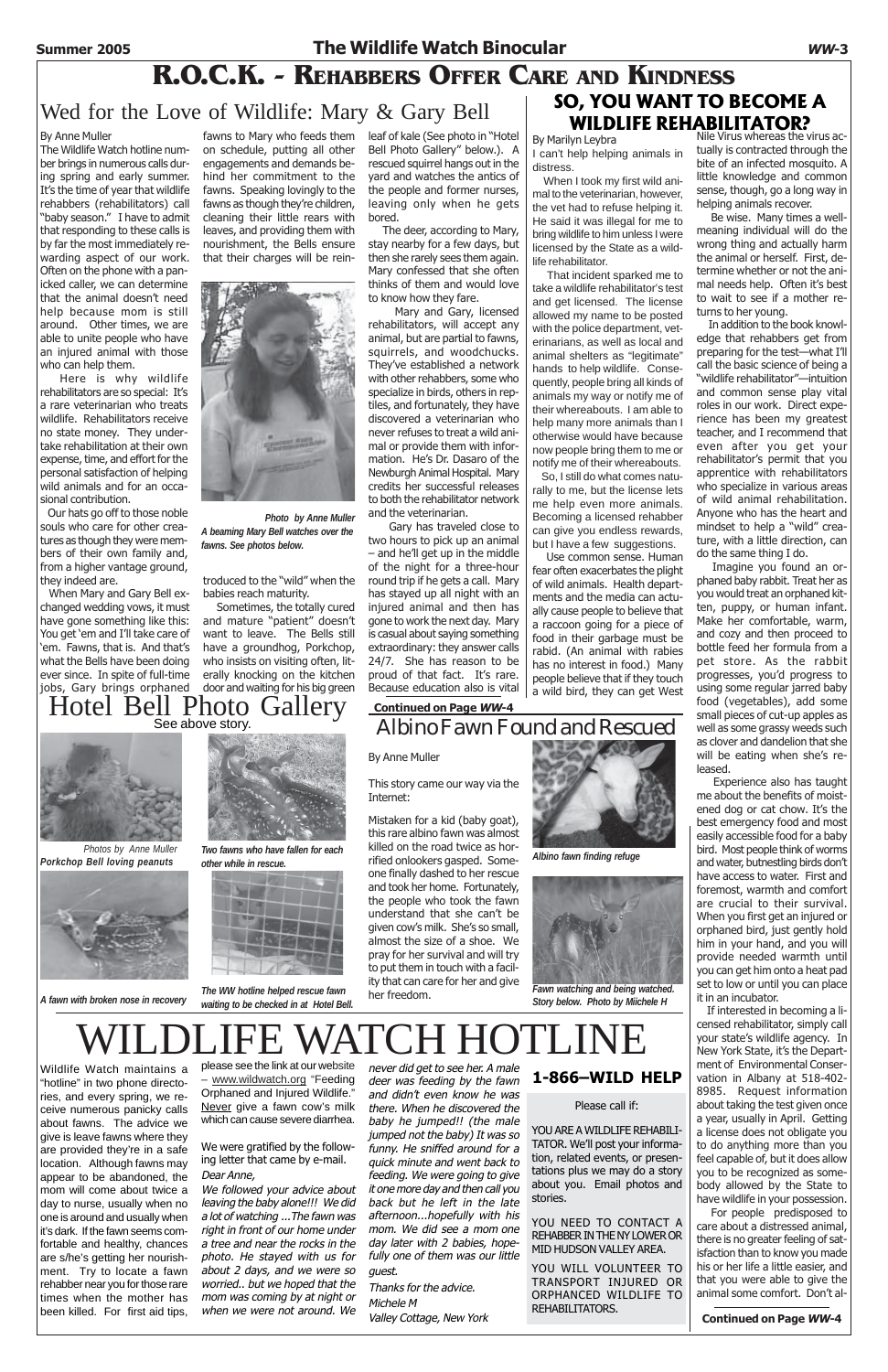# R.O.C.K. - Rehabbers Offer Care and Kindness

## Wed for the Love of Wildlife: Mary & Gary Bell

By Anne Muller

The Wildlife Watch hotline number brings in numerous calls during spring and early summer. It's the time of year that wildlife rehabbers (rehabilitators) call "baby season." I have to admit that responding to these calls is by far the most immediately rewarding aspect of our work. Often on the phone with a panicked caller, we can determine that the animal doesn't need help because mom is still around. Other times, we are able to unite people who have an injured animal with those who can help them.

Here is why wildlife rehabilitators are so special: It's a rare veterinarian who treats wildlife. Rehabilitators receive no state money. They undertake rehabilitation at their own expense, time, and effort for the personal satisfaction of helping wild animals and for an occasional contribution.

Our hats go off to those noble souls who care for other creatures as though they were members of their own family and, from a higher vantage ground, they indeed are.

When Mary and Gary Bell exchanged wedding vows, it must have gone something like this: You get 'em and I'll take care of 'em. Fawns, that is. And that's what the Bells have been doing ever since. In spite of full-time jobs, Gary brings orphaned fawns to Mary who feeds them on schedule, putting all other engagements and demands behind her commitment to the fawns. Speaking lovingly to the fawns as though they're children, cleaning their little rears with leaves, and providing them with nourishment, the Bells ensure that their charges will be reintroduced to the "wild" when the babies reach maturity.

*Photo by Anne Muller*
*A beaming Mary Bell watches over the fawns. See photos below.*

Sometimes, the totally cured and mature "patient" doesn't want to leave. The Bells still have a groundhog, Porkchop, who insists on visiting often, literally knocking on the kitchen door and waiting for his big green leaf of kale (See photo in "Hotel Bell Photo Gallery" below.). A rescued squirrel hangs out in the yard and watches the antics of the people and former nurses, leaving only when he gets bored.

The deer, according to Mary, stay nearby for a few days, but then she rarely sees them again. Mary confessed that she often thinks of them and would love to know how they fare.

Mary and Gary, licensed rehabilitators, will accept any animal, but are partial to fawns, squirrels, and woodchucks. They've established a network with other rehabbers, some who specialize in birds, others in reptiles, and fortunately, they have discovered a veterinarian who never refuses to treat a wild animal or provide them with information. He's Dr. Dasaro of the Newburgh Animal Hospital. Mary credits her successful releases to both the rehabilitator network and the veterinarian.

Gary has traveled close to two hours to pick up an animal – and he'll get up in the middle of the night for a three-hour round trip if he gets a call. Mary has stayed up all night with an injured animal and then has gone to work the next day. Mary is casual about saying something extraordinary: they answer calls 24/7. She has reason to be proud of that fact. It's rare. Because education also is vital

**Continued on Page WW-4**

## Hotel Bell Photo Gallery

See above story.

*Photos by Anne Muller*
***Porkchop Bell loving peanuts***

*Two fawns who have fallen for each other while in rescue.*

*A fawn with broken nose in recovery*

*The WW hotline helped rescue fawn waiting to be checked in at Hotel Bell.*

## SO, YOU WANT TO BECOME A WILDLIFE REHABILITATOR?

By Marilyn Leybra

I can't help helping animals in distress.

When I took my first wild animal to the veterinarian, however, the vet had to refuse helping it. He said it was illegal for me to bring wildlife to him unless I were licensed by the State as a wildlife rehabilitator.

That incident sparked me to take a wildlife rehabilitator's test and get licensed. The license allowed my name to be posted with the police department, veterinarians, as well as local and animal shelters as "legitimate" hands to help wildlife. Consequently, people bring all kinds of animals my way or notify me of their whereabouts. I am able to help many more animals than I otherwise would have because now people bring them to me or notify me of their whereabouts.

So, I still do what comes naturally to me, but the license lets me help even more animals. Becoming a licensed rehabber can give you endless rewards, but I have a few suggestions.

Use common sense. Human fear often exacerbates the plight of wild animals. Health departments and the media can actually cause people to believe that a raccoon going for a piece of food in their garbage must be rabid. (An animal with rabies has no interest in food.) Many people believe that if they touch a wild bird, they can get West Nile Virus whereas the virus actually is contracted through the bite of an infected mosquito. A little knowledge and common sense, though, go a long way in helping animals recover.

Be wise. Many times a well-meaning individual will do the wrong thing and actually harm the animal or herself. First, determine whether or not the animal needs help. Often it's best to wait to see if a mother returns to her young.

In addition to the book knowledge that rehabbers get from preparing for the test—what I'll call the basic science of being a "wildlife rehabilitator"—intuition and common sense play vital roles in our work. Direct experience has been my greatest teacher, and I recommend that even after you get your rehabilitator's permit that you apprentice with rehabilitators who specialize in various areas of wild animal rehabilitation. Anyone who has the heart and mindset to help a "wild" creature, with a little direction, can do the same thing I do.

Imagine you found an orphaned baby rabbit. Treat her as you would treat an orphaned kitten, puppy, or human infant. Make her comfortable, warm, and cozy and then proceed to bottle feed her formula from a pet store. As the rabbit progresses, you'd progress to using some regular jarred baby food (vegetables), add some small pieces of cut-up apples as well as some grassy weeds such as clover and dandelion that she will be eating when she's released.

Experience also has taught me about the benefits of moistened dog or cat chow. It's the best emergency food and most easily accessible food for a baby bird. Most people think of worms and water, but nestling birds don't have access to water. First and foremost, warmth and comfort are crucial to their survival. When you first get an injured or orphaned bird, just gently hold him in your hand, and you will provide needed warmth until you can get him onto a heat pad set to low or until you can place it in an incubator.

If interested in becoming a licensed rehabilitator, simply call your state's wildlife agency. In New York State, it's the Department of Environmental Conservation in Albany at 518-402-8985. Request information about taking the test given once a year, usually in April. Getting a license does not obligate you to do anything more than you feel capable of, but it does allow you to be recognized as somebody allowed by the State to have wildlife in your possession.

For people predisposed to care about a distressed animal, there is no greater feeling of satisfaction than to know you made his or her life a little easier, and that you were able to give the animal some comfort. Don't al-

**Continued on Page WW-4**

## Albino Fawn Found and Rescued

By Anne Muller

This story came our way via the Internet:

Mistaken for a kid (baby goat), this rare albino fawn was almost killed on the road twice as horrified onlookers gasped. Someone finally dashed to her rescue and took her home. Fortunately, the people who took the fawn understand that she can't be given cow's milk. She's so small, almost the size of a shoe. We pray for her survival and will try to put them in touch with a facility that can care for her and give her freedom.

*Albino fawn finding refuge*

*Fawn watching and being watched. Story below. Photo by Miichele H*

# WILDLIFE WATCH HOTLINE

Wildlife Watch maintains a "hotline" in two phone directories, and every spring, we receive numerous panicky calls about fawns. The advice we give is leave fawns where they are provided they're in a safe location. Although fawns may appear to be abandoned, the mom will come about twice a day to nurse, usually when no one is around and usually when it's dark. If the fawn seems comfortable and healthy, chances are s/he's getting her nourishment. Try to locate a fawn rehabber near you for those rare times when the mother has been killed. For first aid tips, please see the link at our website – www.wildwatch.org "Feeding Orphaned and Injured Wildlife." Never give a fawn cow's milk which can cause severe diarrhea.

We were gratified by the following letter that came by e-mail.

*Dear Anne,*

*We followed your advice about leaving the baby alone!!! We did a lot of watching ...The fawn was right in front of our home under a tree and near the rocks in the photo. He stayed with us for about 2 days, and we were so worried.. but we hoped that the mom was coming by at night or when we were not around. We never did get to see her. A male deer was feeding by the fawn and didn't even know he was there. When he discovered the baby he jumped!! (the male jumped not the baby) It was so funny. He sniffed around for a quick minute and went back to feeding. We were going to give it one more day and then call you back but he left in the late afternoon....hopefully with his mom. We did see a mom one day later with 2 babies, hopefully one of them was our little guest.*

*Thanks for the advice.*
*Michele M*
*Valley Cottage, New York*

### 1-866–WILD HELP

Please call if:

YOU ARE A WILDLIFE REHABILITATOR. We'll post your information, related events, or presentations plus we may do a story about you. Email photos and stories.

YOU NEED TO CONTACT A REHABBER IN THE NY LOWER OR MID HUDSON VALLEY AREA.

YOU WILL VOLUNTEER TO TRANSPORT INJURED OR ORPHANCED WILDLIFE TO REHABILITATORS.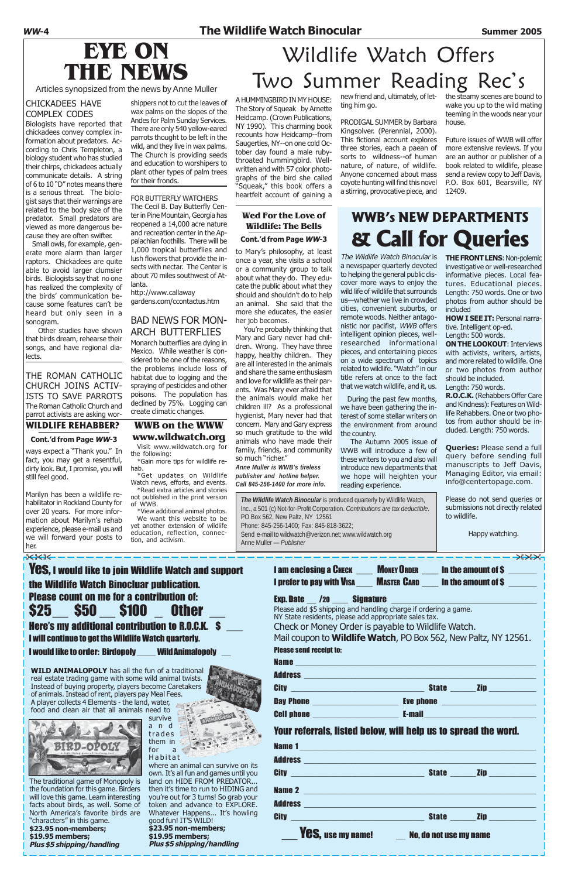# EYE ON THE NEWS

Articles synopsized from the news by Anne Muller

### CHICKADEES HAVE COMPLEX CODES

Biologists have reported that chickadees convey complex information about predators. According to Chris Templeton, a biology student who has studied their chirps, chickadees actually communicate details. A string of 6 to 10 "D" notes means there is a serious threat. The biologist says that their warnings are related to the body size of the predator. Small predators are viewed as more dangerous because they are often swifter.

Small owls, for example, generate more alarm than larger raptors. Chickadees are quite able to avoid larger clumsier birds. Biologists say that no one has realized the complexity of the birds' communication because some features can't be heard but only seen in a sonogram.

Other studies have shown that birds dream, rehearse their songs, and have regional dialects.

### THE ROMAN CATHOLIC CHURCH JOINS ACTIVISTS TO SAVE PARROTS

The Roman Catholic Church and parrot activists are asking worshippers not to cut the leaves of wax palms on the slopes of the Andes for Palm Sunday Services. There are only 540 yellow-eared parrots thought to be left in the wild, and they live in wax palms. The Church is providing seeds and education to worshipers to plant other types of palm trees for their fronds.

### FOR BUTTERFLY WATCHERS

The Cecil B. Day Butterfly Center in Pine Mountain, Georgia has reopened a 14,000 acre nature and recreation center in the Appalachian foothills. There will be 1,000 tropical butterflies and lush flowers that provide the insects with nectar. The Center is about 70 miles southwest of Atlanta.

http://www.callaway gardens.com/ccontactus.htm

### BAD NEWS FOR MONARCH BUTTERFLIES

Monarch butterflies are dying in Mexico. While weather is considered to be one of the reasons, the problems include loss of habitat due to logging and the spraying of pesticides and other poisons. The population has declined by 75%. Logging can create climatic changes.

## WILDLIFE REHABBER?

**Cont.'d from Page *WW*-3**

ways expect a "Thank you." In fact, you may get a resentful, dirty look. But, I promise, you will still feel good.

Marilyn has been a wildlife rehabilitator in Rockland County for over 20 years. For more information about Marilyn's rehab experience, please e-mail us and we will forward your posts to her.

## WWB on the WWW www.wildwatch.org

Visit www.wildwatch.org for the following:

*Gain more tips for wildlife rehab.

*Get updates on Wildlife Watch news, efforts, and events.

*Read extra articles and stories not published in the print version of WWB.

*View additional animal photos.

We want this website to be yet another extension of wildlife education, reflection, connection, and activism.

# Wildlife Watch Offers Two Summer Reading Rec's

A HUMMINGBIRD IN MY HOUSE: The Story of Squeak by Arnette Heidcamp. (Crown Publications, NY 1990). This charming book recounts how Heidcamp--from Saugerties, NY--on one cold October day found a male ruby-throated hummingbird. Well-written and with 57 color photographs of the bird she called "Squeak," this book offers a heartfelt account of gaining a new friend and, ultimately, of letting him go.

PRODIGAL SUMMER by Barbara Kingsolver. (Perennial, 2000). This fictional account explores three stories, each a paean of sorts to wildness--of human nature, of nature, of wildlife. Anyone concerned about mass coyote hunting will find this novel a stirring, provocative piece, and the steamy scenes are bound to wake you up to the wild mating teeming in the woods near your house.

Future issues of WWB will offer more extensive reviews. If you are an author or publisher of a book related to wildlife, please send a review copy to Jeff Davis, P.O. Box 601, Bearsville, NY 12409.

## Wed For the Love of Wildlife: The Bells

**Cont.'d from Page *WW*-3**

to Mary's philosophy, at least once a year, she visits a school or a community group to talk about what they do. They educate the public about what they should and shouldn't do to help an animal. She said that the more she educates, the easier her job becomes.

You're probably thinking that Mary and Gary never had children. Wrong. They have three happy, healthy children. They are all interested in the animals and share the same enthusiasm and love for wildlife as their parents. Was Mary ever afraid that the animals would make her children ill? As a professional hygienist, Mary never had that concern. Mary and Gary express so much gratitude to the wild animals who have made their family, friends, and community so much "richer."

***Anne Muller is WWB's tireless publisher and hotline helper. Call 845-256-1400 for more info.***

## WWB's NEW DEPARTMENTS & Call for Queries

*The Wildlife Watch Binocular* is a newspaper quarterly devoted to helping the general public discover more ways to enjoy the wild life of wildlife that surrounds us—whether we live in crowded cities, convenient suburbs, or remote woods. Neither antagonistic nor pacifist, *WWB* offers intelligent opinion pieces, well-researched informational pieces, and entertaining pieces on a wide spectrum of topics related to wildlife. "Watch" in our title refers at once to the fact that we watch wildlife, and it, us.

During the past few months, we have been gathering the interest of some stellar writers on the environment from around the country.

The Autumn 2005 issue of WWB will introduce a few of these writers to you and also will introduce new departments that we hope will heighten your reading experience.

**THE FRONT LENS**: Non-polemic investigative or well-researched informative pieces. Local features. Educational pieces. Length: 750 words. One or two photos from author should be included

**HOW I SEE IT:** Personal narrative. Intelligent op-ed. Length: 500 words.

**ON THE LOOKOUT**: Interviews with activists, writers, artists, and more related to wildlife. One or two photos from author should be included. Length: 750 words.

**R.O.C.K.** (Rehabbers Offer Care and Kindness): Features on Wildlife Rehabbers. One or two photos from author should be included. Length: 750 words.

**Queries:** Please send a full query before sending full manuscripts to Jeff Davis, Managing Editor, via email: info@centertopage.com.

Please do not send queries or submissions not directly related to wildlife.

Happy watching.

*The Wildlife Watch Binocular* is produced quarterly by Wildlife Watch, Inc., a 501 (c) Not-for-Profit Corporation. *Contributions are tax deductible.*
PO Box 562, New Paltz, NY 12561
Phone: 845-256-1400; Fax: 845-818-3622;
Send e-mail to wildwatch@verizon.net; www.wildwatch.org
Anne Muller — *Publisher*

---

**YES, I would like to join Wildlife Watch and support the Wildlife Watch Binoclar publication.**
**Please count on me for a contribution of:**
**$25 __ $50 __ $100 _ Other __**
**Here's my additional contribution to R.O.C.K. $ ___**
**I will continue to get the Wildlife Watch quarterly.**
**I would like to order: Birdopoly ____ Wild Animalopoly __**

**WILD ANIMALOPOLY** has all the fun of a traditional real estate trading game with some wild animal twists. Instead of buying property, players become Caretakers of animals. Instead of rent, players pay Meal Fees. A player collects 4 Elements - the land, water, food and clean air that all animals need to survive and trades them in for a Habitat where an animal can survive on its own. It's all fun and games until you land on HIDE FROM PREDATOR... then it's time to run to HIDING and you're out for 3 turns! So grab your token and advance to EXPLORE. Whatever Happens... It's howling good fun! IT'S WILD!
**$23.95 non-members;**
**$19.95 members;**
***Plus $5 shipping/handling***

The traditional game of Monopoly is the foundation for this game. Birders will love this game. Learn interesting facts about birds, as well. Some of North America's favorite birds are "characters" in this game.
**$23.95 non-members;**
**$19.95 members;**
***Plus $5 shipping/handling***

**I am enclosing a Check ___ Money Order ___ In the amount of $ _____**
**I prefer to pay with Visa ___ Master Card ___ In the amount of $ _____**

**Exp. Date __ /20 ___ Signature ________________________**

Please add $5 shipping and handling charge if ordering a game.
NY State residents, please add appropriate sales tax.
Check or Money Order is payable to Wildlife Watch.
Mail coupon to **Wildlife Watch**, PO Box 562, New Paltz, NY 12561.

**Please send receipt to:**

**Name** ________________________
**Address** ________________________
**City** ______________ **State** _____ **Zip** _______
**Day Phone** ______________ **Eve phone** ______________
**Cell phone** ______________ **E-mail** ______________

**Your referrals, listed below, will help us to spread the word.**

**Name 1** ________________________
**Address** ________________________
**City** ______________ **State** _____ **Zip** _______

**Name 2** ________________________
**Address** ________________________
**City** ______________ **State** _____ **Zip** _______

**___ YES, use my name!** **__ No, do not use my name**